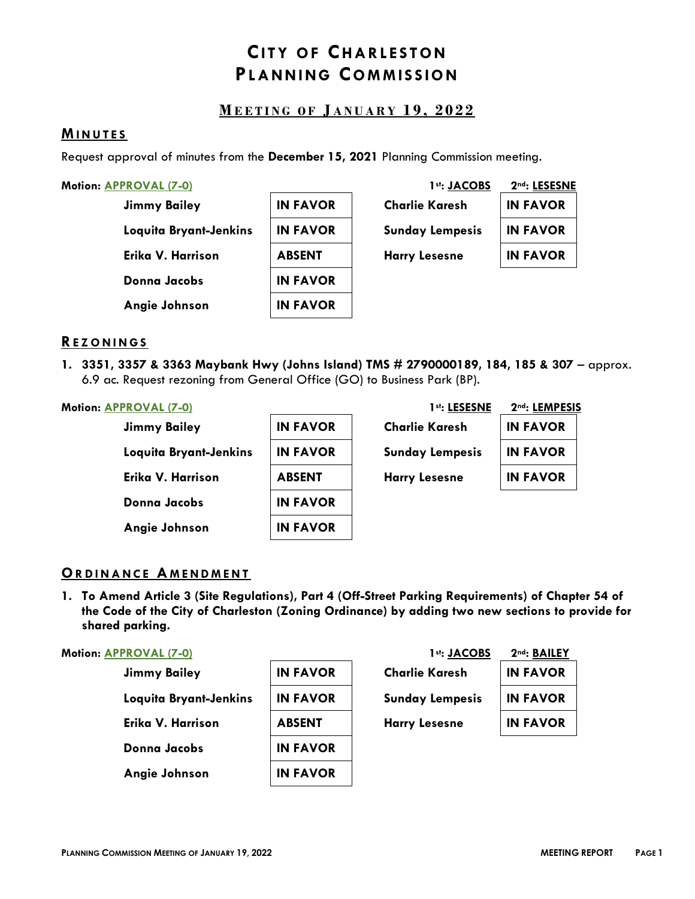# CITY OF CHARLESTON PLANNING COMMISSION

## MEETING OF JANUARY 19, 2022

## MINUTES

Request approval of minutes from the **December 15, 2021** Planning Commission meeting.

**Motion: APPROVAL (7-0)** **1st: JACOBS** **2nd: LESESNE**

| | | | |
|---|---|---|---|
| **Jimmy Bailey** | **IN FAVOR** | **Charlie Karesh** | **IN FAVOR** |
| **Loquita Bryant-Jenkins** | **IN FAVOR** | **Sunday Lempesis** | **IN FAVOR** |
| **Erika V. Harrison** | **ABSENT** | **Harry Lesesne** | **IN FAVOR** |
| **Donna Jacobs** | **IN FAVOR** | | |
| **Angie Johnson** | **IN FAVOR** | | |

## REZONINGS

1. **3351, 3357 & 3363 Maybank Hwy (Johns Island) TMS # 2790000189, 184, 185 & 307** – approx. 6.9 ac. Request rezoning from General Office (GO) to Business Park (BP).

**Motion: APPROVAL (7-0)** **1st: LESESNE** **2nd: LEMPESIS**

| | | | |
|---|---|---|---|
| **Jimmy Bailey** | **IN FAVOR** | **Charlie Karesh** | **IN FAVOR** |
| **Loquita Bryant-Jenkins** | **IN FAVOR** | **Sunday Lempesis** | **IN FAVOR** |
| **Erika V. Harrison** | **ABSENT** | **Harry Lesesne** | **IN FAVOR** |
| **Donna Jacobs** | **IN FAVOR** | | |
| **Angie Johnson** | **IN FAVOR** | | |

## ORDINANCE AMENDMENT

1. **To Amend Article 3 (Site Regulations), Part 4 (Off-Street Parking Requirements) of Chapter 54 of the Code of the City of Charleston (Zoning Ordinance) by adding two new sections to provide for shared parking.**

**Motion: APPROVAL (7-0)** **1st: JACOBS** **2nd: BAILEY**

| | | | |
|---|---|---|---|
| **Jimmy Bailey** | **IN FAVOR** | **Charlie Karesh** | **IN FAVOR** |
| **Loquita Bryant-Jenkins** | **IN FAVOR** | **Sunday Lempesis** | **IN FAVOR** |
| **Erika V. Harrison** | **ABSENT** | **Harry Lesesne** | **IN FAVOR** |
| **Donna Jacobs** | **IN FAVOR** | | |
| **Angie Johnson** | **IN FAVOR** | | |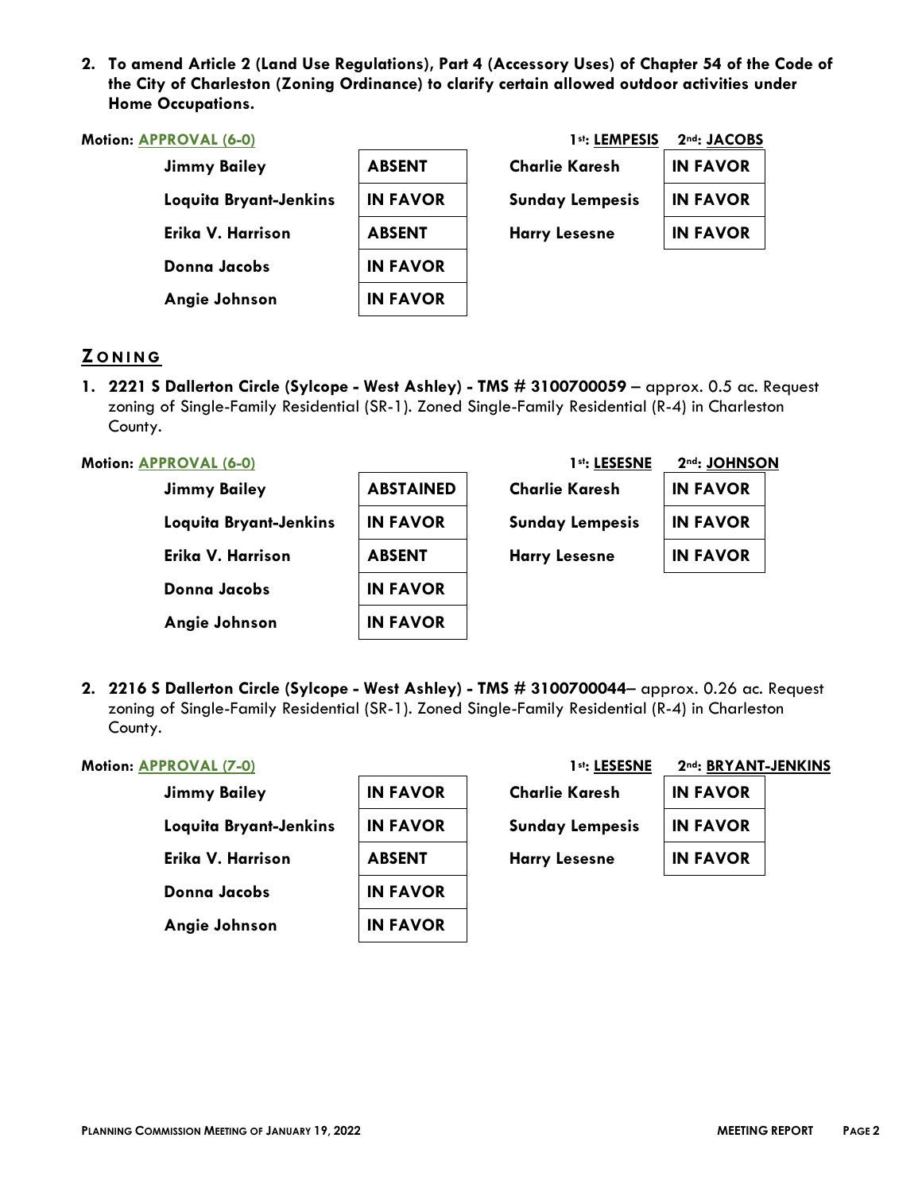**2. To amend Article 2 (Land Use Regulations), Part 4 (Accessory Uses) of Chapter 54 of the Code of the City of Charleston (Zoning Ordinance) to clarify certain allowed outdoor activities under Home Occupations.**

**Motion: APPROVAL (6-0)** **1st: LEMPESIS** **2nd: JACOBS**

| | | | |
|---|---|---|---|
| Jimmy Bailey | ABSENT | Charlie Karesh | IN FAVOR |
| Loquita Bryant-Jenkins | IN FAVOR | Sunday Lempesis | IN FAVOR |
| Erika V. Harrison | ABSENT | Harry Lesesne | IN FAVOR |
| Donna Jacobs | IN FAVOR | | |
| Angie Johnson | IN FAVOR | | |

## ZONING

**1. 2221 S Dallerton Circle (Sylcope - West Ashley) - TMS # 3100700059** – approx. 0.5 ac. Request zoning of Single-Family Residential (SR-1). Zoned Single-Family Residential (R-4) in Charleston County.

**Motion: APPROVAL (6-0)** **1st: LESESNE** **2nd: JOHNSON**

| | | | |
|---|---|---|---|
| Jimmy Bailey | ABSTAINED | Charlie Karesh | IN FAVOR |
| Loquita Bryant-Jenkins | IN FAVOR | Sunday Lempesis | IN FAVOR |
| Erika V. Harrison | ABSENT | Harry Lesesne | IN FAVOR |
| Donna Jacobs | IN FAVOR | | |
| Angie Johnson | IN FAVOR | | |

**2. 2216 S Dallerton Circle (Sylcope - West Ashley) - TMS # 3100700044**– approx. 0.26 ac. Request zoning of Single-Family Residential (SR-1). Zoned Single-Family Residential (R-4) in Charleston County.

**Motion: APPROVAL (7-0)** **1st: LESESNE** **2nd: BRYANT-JENKINS**

| | | | |
|---|---|---|---|
| Jimmy Bailey | IN FAVOR | Charlie Karesh | IN FAVOR |
| Loquita Bryant-Jenkins | IN FAVOR | Sunday Lempesis | IN FAVOR |
| Erika V. Harrison | ABSENT | Harry Lesesne | IN FAVOR |
| Donna Jacobs | IN FAVOR | | |
| Angie Johnson | IN FAVOR | | |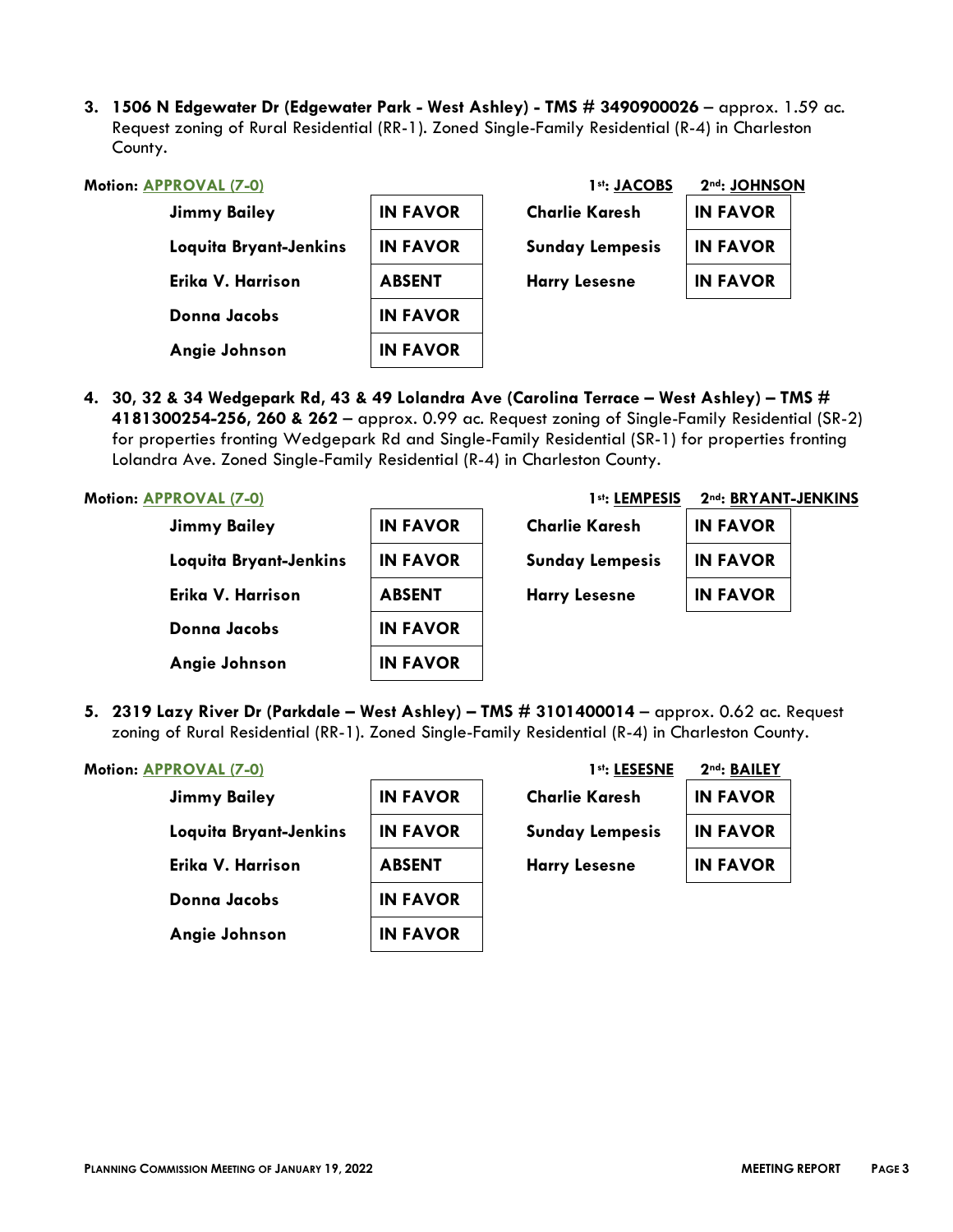3. **1506 N Edgewater Dr (Edgewater Park - West Ashley) - TMS # 3490900026** – approx. 1.59 ac. Request zoning of Rural Residential (RR-1). Zoned Single-Family Residential (R-4) in Charleston County.

**Motion: APPROVAL (7-0)** **1st: JACOBS** **2nd: JOHNSON**

| | | | |
|---|---|---|---|
| **Jimmy Bailey** | **IN FAVOR** | **Charlie Karesh** | **IN FAVOR** |
| **Loquita Bryant-Jenkins** | **IN FAVOR** | **Sunday Lempesis** | **IN FAVOR** |
| **Erika V. Harrison** | **ABSENT** | **Harry Lesesne** | **IN FAVOR** |
| **Donna Jacobs** | **IN FAVOR** | | |
| **Angie Johnson** | **IN FAVOR** | | |

4. **30, 32 & 34 Wedgepark Rd, 43 & 49 Lolandra Ave (Carolina Terrace – West Ashley) – TMS # 4181300254-256, 260 & 262** – approx. 0.99 ac. Request zoning of Single-Family Residential (SR-2) for properties fronting Wedgepark Rd and Single-Family Residential (SR-1) for properties fronting Lolandra Ave. Zoned Single-Family Residential (R-4) in Charleston County.

**Motion: APPROVAL (7-0)** **1st: LEMPESIS** **2nd: BRYANT-JENKINS**

| | | | |
|---|---|---|---|
| **Jimmy Bailey** | **IN FAVOR** | **Charlie Karesh** | **IN FAVOR** |
| **Loquita Bryant-Jenkins** | **IN FAVOR** | **Sunday Lempesis** | **IN FAVOR** |
| **Erika V. Harrison** | **ABSENT** | **Harry Lesesne** | **IN FAVOR** |
| **Donna Jacobs** | **IN FAVOR** | | |
| **Angie Johnson** | **IN FAVOR** | | |

5. **2319 Lazy River Dr (Parkdale – West Ashley) – TMS # 3101400014** – approx. 0.62 ac. Request zoning of Rural Residential (RR-1). Zoned Single-Family Residential (R-4) in Charleston County.

**Motion: APPROVAL (7-0)** **1st: LESESNE** **2nd: BAILEY**

| | | | |
|---|---|---|---|
| **Jimmy Bailey** | **IN FAVOR** | **Charlie Karesh** | **IN FAVOR** |
| **Loquita Bryant-Jenkins** | **IN FAVOR** | **Sunday Lempesis** | **IN FAVOR** |
| **Erika V. Harrison** | **ABSENT** | **Harry Lesesne** | **IN FAVOR** |
| **Donna Jacobs** | **IN FAVOR** | | |
| **Angie Johnson** | **IN FAVOR** | | |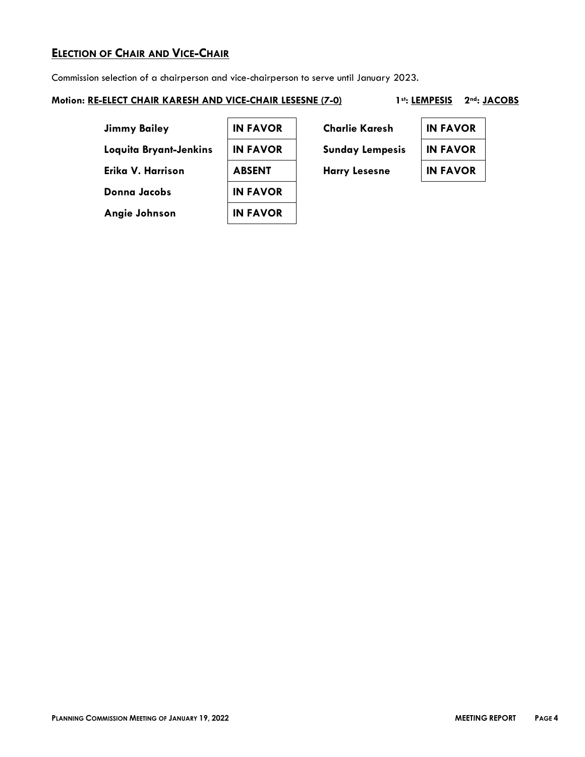## **ELECTION OF CHAIR AND VICE-CHAIR**

Commission selection of a chairperson and vice-chairperson to serve until January 2023.

**Motion: RE-ELECT CHAIR KARESH AND VICE-CHAIR LESESNE (7-0)** **1st: LEMPESIS** **2nd: JACOBS**

| | | | |
|---|---|---|---|
| **Jimmy Bailey** | **IN FAVOR** | **Charlie Karesh** | **IN FAVOR** |
| **Loquita Bryant-Jenkins** | **IN FAVOR** | **Sunday Lempesis** | **IN FAVOR** |
| **Erika V. Harrison** | **ABSENT** | **Harry Lesesne** | **IN FAVOR** |
| **Donna Jacobs** | **IN FAVOR** | | |
| **Angie Johnson** | **IN FAVOR** | | |